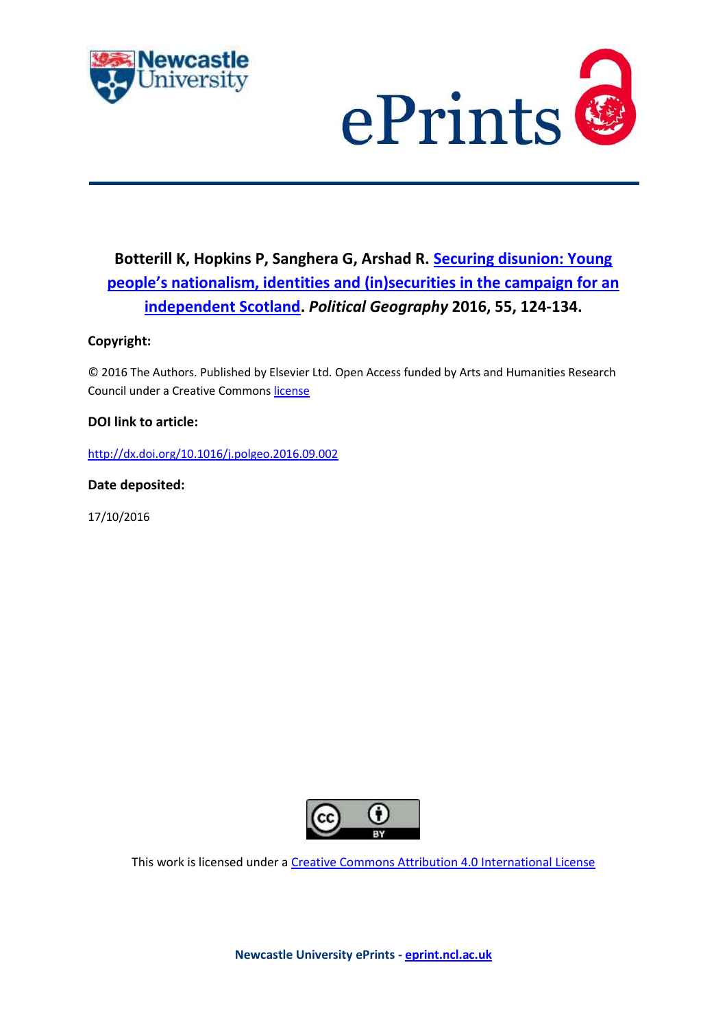**Botterill K, Hopkins P, Sanghera G, Arshad R. Securing disunion: Young people's nationalism, identities and (in)securities in the campaign for an independent Scotland. *Political Geography* 2016, 55, 124-134.**

**Copyright:**

© 2016 The Authors. Published by Elsevier Ltd. Open Access funded by Arts and Humanities Research Council under a Creative Commons license

**DOI link to article:**

http://dx.doi.org/10.1016/j.polgeo.2016.09.002

**Date deposited:**

17/10/2016

This work is licensed under a Creative Commons Attribution 4.0 International License

**Newcastle University ePrints - eprint.ncl.ac.uk**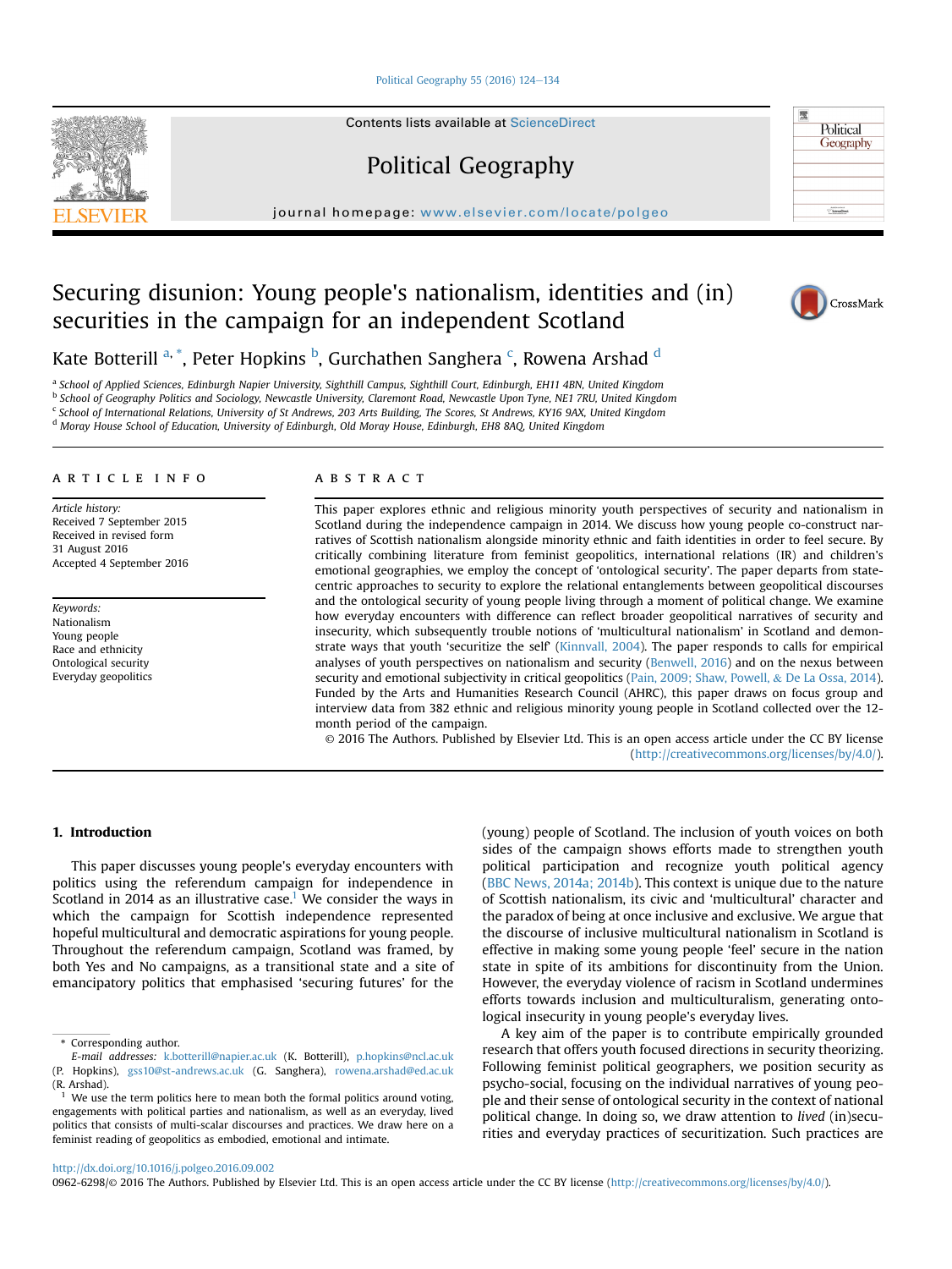# Securing disunion: Young people's nationalism, identities and (in) securities in the campaign for an independent Scotland

Kate Botterill [a,*], Peter Hopkins [b], Gurchathen Sanghera [c], Rowena Arshad [d]

[a] School of Applied Sciences, Edinburgh Napier University, Sighthill Campus, Sighthill Court, Edinburgh, EH11 4BN, United Kingdom
[b] School of Geography Politics and Sociology, Newcastle University, Claremont Road, Newcastle Upon Tyne, NE1 7RU, United Kingdom
[c] School of International Relations, University of St Andrews, 203 Arts Building, The Scores, St Andrews, KY16 9AX, United Kingdom
[d] Moray House School of Education, University of Edinburgh, Old Moray House, Edinburgh, EH8 8AQ, United Kingdom

## ARTICLE INFO

*Article history:*
Received 7 September 2015
Received in revised form 31 August 2016
Accepted 4 September 2016

*Keywords:*
Nationalism
Young people
Race and ethnicity
Ontological security
Everyday geopolitics

## ABSTRACT

This paper explores ethnic and religious minority youth perspectives of security and nationalism in Scotland during the independence campaign in 2014. We discuss how young people co-construct narratives of Scottish nationalism alongside minority ethnic and faith identities in order to feel secure. By critically combining literature from feminist geopolitics, international relations (IR) and children's emotional geographies, we employ the concept of 'ontological security'. The paper departs from state-centric approaches to security to explore the relational entanglements between geopolitical discourses and the ontological security of young people living through a moment of political change. We examine how everyday encounters with difference can reflect broader geopolitical narratives of security and insecurity, which subsequently trouble notions of 'multicultural nationalism' in Scotland and demonstrate ways that youth 'securitize the self' (Kinnvall, 2004). The paper responds to calls for empirical analyses of youth perspectives on nationalism and security (Benwell, 2016) and on the nexus between security and emotional subjectivity in critical geopolitics (Pain, 2009; Shaw, Powell, & De La Ossa, 2014). Funded by the Arts and Humanities Research Council (AHRC), this paper draws on focus group and interview data from 382 ethnic and religious minority young people in Scotland collected over the 12-month period of the campaign.

© 2016 The Authors. Published by Elsevier Ltd. This is an open access article under the CC BY license (http://creativecommons.org/licenses/by/4.0/).

## 1. Introduction

This paper discusses young people's everyday encounters with politics using the referendum campaign for independence in Scotland in 2014 as an illustrative case.[1] We consider the ways in which the campaign for Scottish independence represented hopeful multicultural and democratic aspirations for young people. Throughout the referendum campaign, Scotland was framed, by both Yes and No campaigns, as a transitional state and a site of emancipatory politics that emphasised 'securing futures' for the (young) people of Scotland. The inclusion of youth voices on both sides of the campaign shows efforts made to strengthen youth political participation and recognize youth political agency (BBC News, 2014a; 2014b). This context is unique due to the nature of Scottish nationalism, its civic and 'multicultural' character and the paradox of being at once inclusive and exclusive. We argue that the discourse of inclusive multicultural nationalism in Scotland is effective in making some young people 'feel' secure in the nation state in spite of its ambitions for discontinuity from the Union. However, the everyday violence of racism in Scotland undermines efforts towards inclusion and multiculturalism, generating ontological insecurity in young people's everyday lives.

A key aim of the paper is to contribute empirically grounded research that offers youth focused directions in security theorizing. Following feminist political geographers, we position security as psycho-social, focusing on the individual narratives of young people and their sense of ontological security in the context of national political change. In doing so, we draw attention to *lived* (in)securities and everyday practices of securitization. Such practices are

\* Corresponding author.
*E-mail addresses:* k.botterill@napier.ac.uk (K. Botterill), p.hopkins@ncl.ac.uk (P. Hopkins), gss10@st-andrews.ac.uk (G. Sanghera), rowena.arshad@ed.ac.uk (R. Arshad).

[1] We use the term politics here to mean both the formal politics around voting, engagements with political parties and nationalism, as well as an everyday, lived politics that consists of multi-scalar discourses and practices. We draw here on a feminist reading of geopolitics as embodied, emotional and intimate.

http://dx.doi.org/10.1016/j.polgeo.2016.09.002
0962-6298/© 2016 The Authors. Published by Elsevier Ltd. This is an open access article under the CC BY license (http://creativecommons.org/licenses/by/4.0/).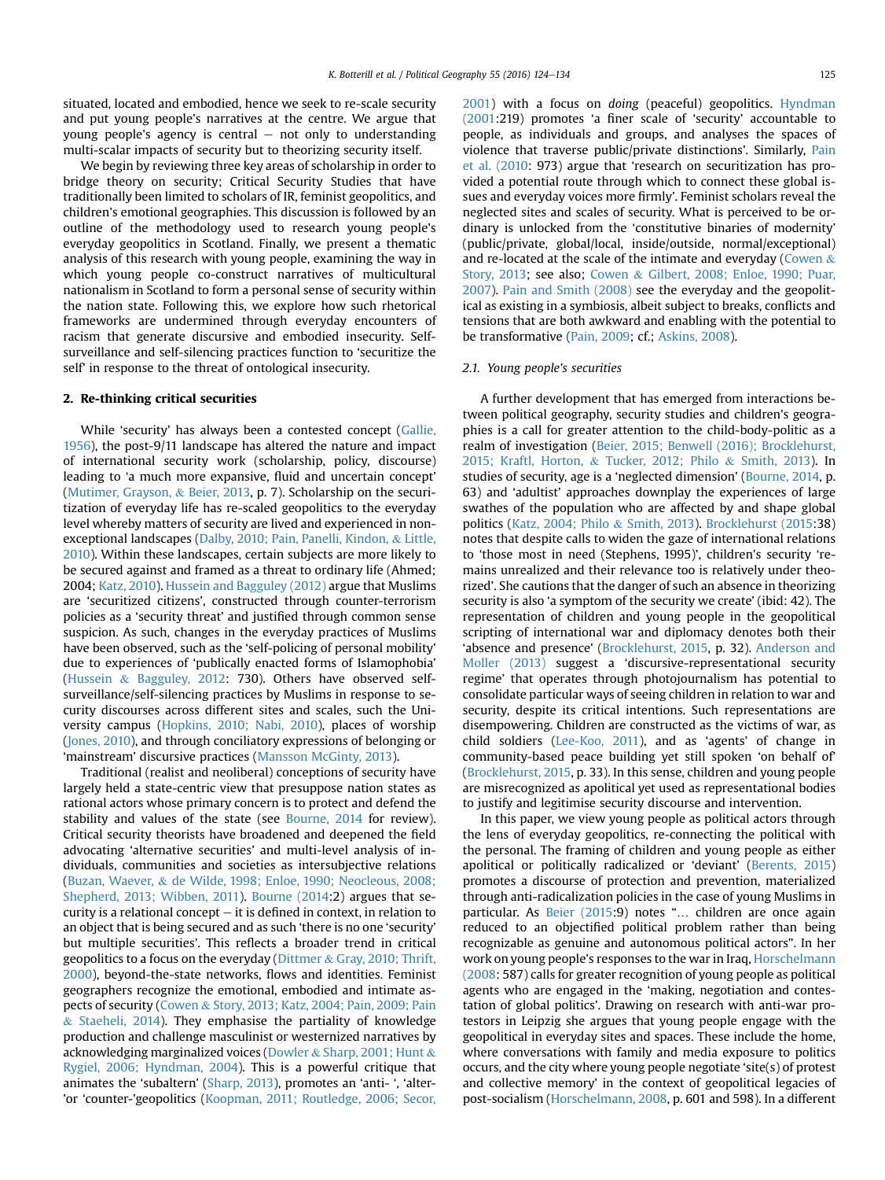situated, located and embodied, hence we seek to re-scale security and put young people's narratives at the centre. We argue that young people's agency is central – not only to understanding multi-scalar impacts of security but to theorizing security itself.

We begin by reviewing three key areas of scholarship in order to bridge theory on security; Critical Security Studies that have traditionally been limited to scholars of IR, feminist geopolitics, and children's emotional geographies. This discussion is followed by an outline of the methodology used to research young people's everyday geopolitics in Scotland. Finally, we present a thematic analysis of this research with young people, examining the way in which young people co-construct narratives of multicultural nationalism in Scotland to form a personal sense of security within the nation state. Following this, we explore how such rhetorical frameworks are undermined through everyday encounters of racism that generate discursive and embodied insecurity. Self-surveillance and self-silencing practices function to 'securitize the self' in response to the threat of ontological insecurity.

## 2. Re-thinking critical securities

While 'security' has always been a contested concept (Gallie, 1956), the post-9/11 landscape has altered the nature and impact of international security work (scholarship, policy, discourse) leading to 'a much more expansive, fluid and uncertain concept' (Mutimer, Grayson, & Beier, 2013, p. 7). Scholarship on the securitization of everyday life has re-scaled geopolitics to the everyday level whereby matters of security are lived and experienced in non-exceptional landscapes (Dalby, 2010; Pain, Panelli, Kindon, & Little, 2010). Within these landscapes, certain subjects are more likely to be secured against and framed as a threat to ordinary life (Ahmed; 2004; Katz, 2010). Hussein and Bagguley (2012) argue that Muslims are 'securitized citizens', constructed through counter-terrorism policies as a 'security threat' and justified through common sense suspicion. As such, changes in the everyday practices of Muslims have been observed, such as the 'self-policing of personal mobility' due to experiences of 'publically enacted forms of Islamophobia' (Hussein & Bagguley, 2012: 730). Others have observed self-surveillance/self-silencing practices by Muslims in response to security discourses across different sites and scales, such the University campus (Hopkins, 2010; Nabi, 2010), places of worship (Jones, 2010), and through conciliatory expressions of belonging or 'mainstream' discursive practices (Mansson McGinty, 2013).

Traditional (realist and neoliberal) conceptions of security have largely held a state-centric view that presuppose nation states as rational actors whose primary concern is to protect and defend the stability and values of the state (see Bourne, 2014 for review). Critical security theorists have broadened and deepened the field advocating 'alternative securities' and multi-level analysis of individuals, communities and societies as intersubjective relations (Buzan, Waever, & de Wilde, 1998; Enloe, 1990; Neocleous, 2008; Shepherd, 2013; Wibben, 2011). Bourne (2014:2) argues that security is a relational concept – it is defined in context, in relation to an object that is being secured and as such 'there is no one 'security' but multiple securities'. This reflects a broader trend in critical geopolitics to a focus on the everyday (Dittmer & Gray, 2010; Thrift, 2000), beyond-the-state networks, flows and identities. Feminist geographers recognize the emotional, embodied and intimate aspects of security (Cowen & Story, 2013; Katz, 2004; Pain, 2009; Pain & Staeheli, 2014). They emphasise the partiality of knowledge production and challenge masculinist or westernized narratives by acknowledging marginalized voices (Dowler & Sharp, 2001; Hunt & Rygiel, 2006; Hyndman, 2004). This is a powerful critique that animates the 'subaltern' (Sharp, 2013), promotes an 'anti- ', 'alter-'or 'counter-'geopolitics (Koopman, 2011; Routledge, 2006; Secor, 2001) with a focus on *doing* (peaceful) geopolitics. Hyndman (2001:219) promotes 'a finer scale of 'security' accountable to people, as individuals and groups, and analyses the spaces of violence that traverse public/private distinctions'. Similarly, Pain et al. (2010: 973) argue that 'research on securitization has provided a potential route through which to connect these global issues and everyday voices more firmly'. Feminist scholars reveal the neglected sites and scales of security. What is perceived to be ordinary is unlocked from the 'constitutive binaries of modernity' (public/private, global/local, inside/outside, normal/exceptional) and re-located at the scale of the intimate and everyday (Cowen & Story, 2013; see also; Cowen & Gilbert, 2008; Enloe, 1990; Puar, 2007). Pain and Smith (2008) see the everyday and the geopolitical as existing in a symbiosis, albeit subject to breaks, conflicts and tensions that are both awkward and enabling with the potential to be transformative (Pain, 2009; cf.; Askins, 2008).

### 2.1. Young people's securities

A further development that has emerged from interactions between political geography, security studies and children's geographies is a call for greater attention to the child-body-politic as a realm of investigation (Beier, 2015; Benwell (2016); Brocklehurst, 2015; Kraftl, Horton, & Tucker, 2012; Philo & Smith, 2013). In studies of security, age is a 'neglected dimension' (Bourne, 2014, p. 63) and 'adultist' approaches downplay the experiences of large swathes of the population who are affected by and shape global politics (Katz, 2004; Philo & Smith, 2013). Brocklehurst (2015:38) notes that despite calls to widen the gaze of international relations to 'those most in need (Stephens, 1995)', children's security 'remains unrealized and their relevance too is relatively under theorized'. She cautions that the danger of such an absence in theorizing security is also 'a symptom of the security we create' (ibid: 42). The representation of children and young people in the geopolitical scripting of international war and diplomacy denotes both their 'absence and presence' (Brocklehurst, 2015, p. 32). Anderson and Moller (2013) suggest a 'discursive-representational security regime' that operates through photojournalism has potential to consolidate particular ways of seeing children in relation to war and security, despite its critical intentions. Such representations are disempowering. Children are constructed as the victims of war, as child soldiers (Lee-Koo, 2011), and as 'agents' of change in community-based peace building yet still spoken 'on behalf of' (Brocklehurst, 2015, p. 33). In this sense, children and young people are misrecognized as apolitical yet used as representational bodies to justify and legitimise security discourse and intervention.

In this paper, we view young people as political actors through the lens of everyday geopolitics, re-connecting the political with the personal. The framing of children and young people as either apolitical or politically radicalized or 'deviant' (Berents, 2015) promotes a discourse of protection and prevention, materialized through anti-radicalization policies in the case of young Muslims in particular. As Beier (2015:9) notes "… children are once again reduced to an objectified political problem rather than being recognizable as genuine and autonomous political actors". In her work on young people's responses to the war in Iraq, Horschelmann (2008: 587) calls for greater recognition of young people as political agents who are engaged in the 'making, negotiation and contestation of global politics'. Drawing on research with anti-war protestors in Leipzig she argues that young people engage with the geopolitical in everyday sites and spaces. These include the home, where conversations with family and media exposure to politics occurs, and the city where young people negotiate 'site(s) of protest and collective memory' in the context of geopolitical legacies of post-socialism (Horschelmann, 2008, p. 601 and 598). In a different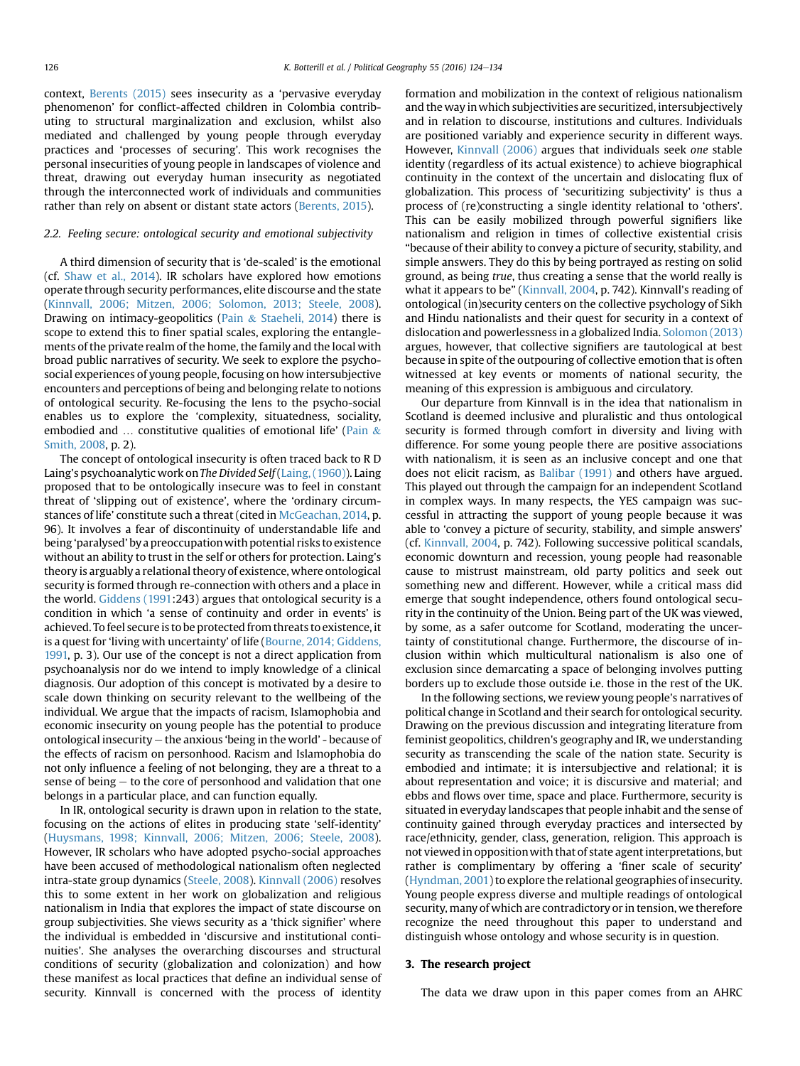context, Berents (2015) sees insecurity as a 'pervasive everyday phenomenon' for conflict-affected children in Colombia contributing to structural marginalization and exclusion, whilst also mediated and challenged by young people through everyday practices and 'processes of securing'. This work recognises the personal insecurities of young people in landscapes of violence and threat, drawing out everyday human insecurity as negotiated through the interconnected work of individuals and communities rather than rely on absent or distant state actors (Berents, 2015).

### 2.2. Feeling secure: ontological security and emotional subjectivity

A third dimension of security that is 'de-scaled' is the emotional (cf. Shaw et al., 2014). IR scholars have explored how emotions operate through security performances, elite discourse and the state (Kinnvall, 2006; Mitzen, 2006; Solomon, 2013; Steele, 2008). Drawing on intimacy-geopolitics (Pain & Staeheli, 2014) there is scope to extend this to finer spatial scales, exploring the entanglements of the private realm of the home, the family and the local with broad public narratives of security. We seek to explore the psychosocial experiences of young people, focusing on how intersubjective encounters and perceptions of being and belonging relate to notions of ontological security. Re-focusing the lens to the psycho-social enables us to explore the 'complexity, situatedness, sociality, embodied and … constitutive qualities of emotional life' (Pain & Smith, 2008, p. 2).

The concept of ontological insecurity is often traced back to R D Laing's psychoanalytic work on *The Divided Self* (Laing, (1960)). Laing proposed that to be ontologically insecure was to feel in constant threat of 'slipping out of existence', where the 'ordinary circumstances of life' constitute such a threat (cited in McGeachan, 2014, p. 96). It involves a fear of discontinuity of understandable life and being 'paralysed' by a preoccupation with potential risks to existence without an ability to trust in the self or others for protection. Laing's theory is arguably a relational theory of existence, where ontological security is formed through re-connection with others and a place in the world. Giddens (1991:243) argues that ontological security is a condition in which 'a sense of continuity and order in events' is achieved. To feel secure is to be protected from threats to existence, it is a quest for 'living with uncertainty' of life (Bourne, 2014; Giddens, 1991, p. 3). Our use of the concept is not a direct application from psychoanalysis nor do we intend to imply knowledge of a clinical diagnosis. Our adoption of this concept is motivated by a desire to scale down thinking on security relevant to the wellbeing of the individual. We argue that the impacts of racism, Islamophobia and economic insecurity on young people has the potential to produce ontological insecurity – the anxious 'being in the world' - because of the effects of racism on personhood. Racism and Islamophobia do not only influence a feeling of not belonging, they are a threat to a sense of being – to the core of personhood and validation that one belongs in a particular place, and can function equally.

In IR, ontological security is drawn upon in relation to the state, focusing on the actions of elites in producing state 'self-identity' (Huysmans, 1998; Kinnvall, 2006; Mitzen, 2006; Steele, 2008). However, IR scholars who have adopted psycho-social approaches have been accused of methodological nationalism often neglected intra-state group dynamics (Steele, 2008). Kinnvall (2006) resolves this to some extent in her work on globalization and religious nationalism in India that explores the impact of state discourse on group subjectivities. She views security as a 'thick signifier' where the individual is embedded in 'discursive and institutional continuities'. She analyses the overarching discourses and structural conditions of security (globalization and colonization) and how these manifest as local practices that define an individual sense of security. Kinnvall is concerned with the process of identity formation and mobilization in the context of religious nationalism and the way in which subjectivities are securitized, intersubjectively and in relation to discourse, institutions and cultures. Individuals are positioned variably and experience security in different ways. However, Kinnvall (2006) argues that individuals seek *one* stable identity (regardless of its actual existence) to achieve biographical continuity in the context of the uncertain and dislocating flux of globalization. This process of 'securitizing subjectivity' is thus a process of (re)constructing a single identity relational to 'others'. This can be easily mobilized through powerful signifiers like nationalism and religion in times of collective existential crisis "because of their ability to convey a picture of security, stability, and simple answers. They do this by being portrayed as resting on solid ground, as being *true*, thus creating a sense that the world really is what it appears to be" (Kinnvall, 2004, p. 742). Kinnvall's reading of ontological (in)security centers on the collective psychology of Sikh and Hindu nationalists and their quest for security in a context of dislocation and powerlessness in a globalized India. Solomon (2013) argues, however, that collective signifiers are tautological at best because in spite of the outpouring of collective emotion that is often witnessed at key events or moments of national security, the meaning of this expression is ambiguous and circulatory.

Our departure from Kinnvall is in the idea that nationalism in Scotland is deemed inclusive and pluralistic and thus ontological security is formed through comfort in diversity and living with difference. For some young people there are positive associations with nationalism, it is seen as an inclusive concept and one that does not elicit racism, as Balibar (1991) and others have argued. This played out through the campaign for an independent Scotland in complex ways. In many respects, the YES campaign was successful in attracting the support of young people because it was able to 'convey a picture of security, stability, and simple answers' (cf. Kinnvall, 2004, p. 742). Following successive political scandals, economic downturn and recession, young people had reasonable cause to mistrust mainstream, old party politics and seek out something new and different. However, while a critical mass did emerge that sought independence, others found ontological security in the continuity of the Union. Being part of the UK was viewed, by some, as a safer outcome for Scotland, moderating the uncertainty of constitutional change. Furthermore, the discourse of inclusion within which multicultural nationalism is also one of exclusion since demarcating a space of belonging involves putting borders up to exclude those outside i.e. those in the rest of the UK.

In the following sections, we review young people's narratives of political change in Scotland and their search for ontological security. Drawing on the previous discussion and integrating literature from feminist geopolitics, children's geography and IR, we understanding security as transcending the scale of the nation state. Security is embodied and intimate; it is intersubjective and relational; it is about representation and voice; it is discursive and material; and ebbs and flows over time, space and place. Furthermore, security is situated in everyday landscapes that people inhabit and the sense of continuity gained through everyday practices and intersected by race/ethnicity, gender, class, generation, religion. This approach is not viewed in opposition with that of state agent interpretations, but rather is complimentary by offering a 'finer scale of security' (Hyndman, 2001) to explore the relational geographies of insecurity. Young people express diverse and multiple readings of ontological security, many of which are contradictory or in tension, we therefore recognize the need throughout this paper to understand and distinguish whose ontology and whose security is in question.

## 3. The research project

The data we draw upon in this paper comes from an AHRC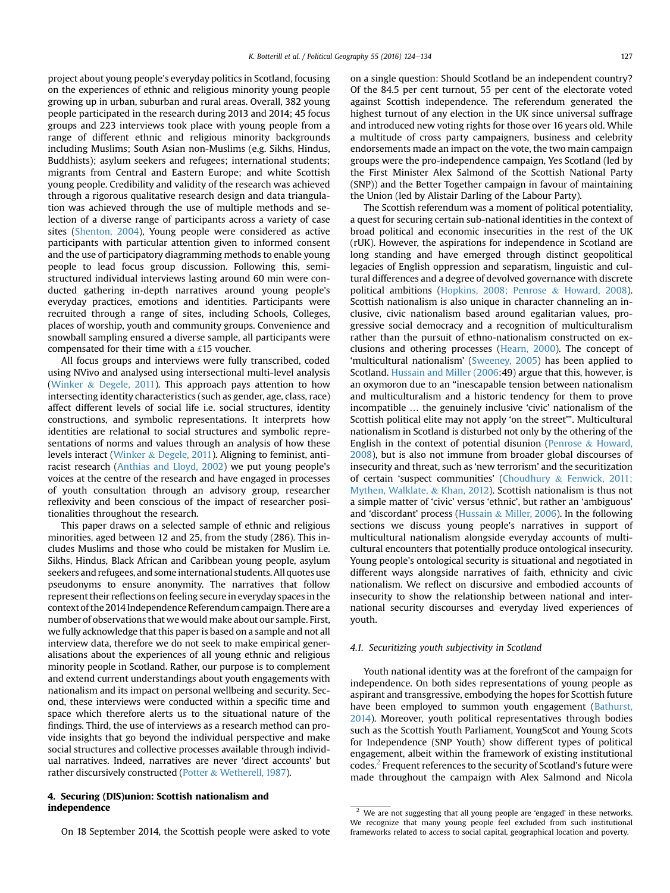project about young people's everyday politics in Scotland, focusing on the experiences of ethnic and religious minority young people growing up in urban, suburban and rural areas. Overall, 382 young people participated in the research during 2013 and 2014; 45 focus groups and 223 interviews took place with young people from a range of different ethnic and religious minority backgrounds including Muslims; South Asian non-Muslims (e.g. Sikhs, Hindus, Buddhists); asylum seekers and refugees; international students; migrants from Central and Eastern Europe; and white Scottish young people. Credibility and validity of the research was achieved through a rigorous qualitative research design and data triangulation was achieved through the use of multiple methods and selection of a diverse range of participants across a variety of case sites (Shenton, 2004), Young people were considered as active participants with particular attention given to informed consent and the use of participatory diagramming methods to enable young people to lead focus group discussion. Following this, semi-structured individual interviews lasting around 60 min were conducted gathering in-depth narratives around young people's everyday practices, emotions and identities. Participants were recruited through a range of sites, including Schools, Colleges, places of worship, youth and community groups. Convenience and snowball sampling ensured a diverse sample, all participants were compensated for their time with a £15 voucher.

All focus groups and interviews were fully transcribed, coded using NVivo and analysed using intersectional multi-level analysis (Winker & Degele, 2011). This approach pays attention to how intersecting identity characteristics (such as gender, age, class, race) affect different levels of social life i.e. social structures, identity constructions, and symbolic representations. It interprets how identities are relational to social structures and symbolic representations of norms and values through an analysis of how these levels interact (Winker & Degele, 2011). Aligning to feminist, anti-racist research (Anthias and Lloyd, 2002) we put young people's voices at the centre of the research and have engaged in processes of youth consultation through an advisory group, researcher reflexivity and been conscious of the impact of researcher positionalities throughout the research.

This paper draws on a selected sample of ethnic and religious minorities, aged between 12 and 25, from the study (286). This includes Muslims and those who could be mistaken for Muslim i.e. Sikhs, Hindus, Black African and Caribbean young people, asylum seekers and refugees, and some international students. All quotes use pseudonyms to ensure anonymity. The narratives that follow represent their reflections on feeling secure in everyday spaces in the context of the 2014 Independence Referendum campaign. There are a number of observations that we would make about our sample. First, we fully acknowledge that this paper is based on a sample and not all interview data, therefore we do not seek to make empirical generalisations about the experiences of all young ethnic and religious minority people in Scotland. Rather, our purpose is to complement and extend current understandings about youth engagements with nationalism and its impact on personal wellbeing and security. Second, these interviews were conducted within a specific time and space which therefore alerts us to the situational nature of the findings. Third, the use of interviews as a research method can provide insights that go beyond the individual perspective and make social structures and collective processes available through individual narratives. Indeed, narratives are never 'direct accounts' but rather discursively constructed (Potter & Wetherell, 1987).

## 4. Securing (DIS)union: Scottish nationalism and independence

On 18 September 2014, the Scottish people were asked to vote on a single question: Should Scotland be an independent country? Of the 84.5 per cent turnout, 55 per cent of the electorate voted against Scottish independence. The referendum generated the highest turnout of any election in the UK since universal suffrage and introduced new voting rights for those over 16 years old. While a multitude of cross party campaigners, business and celebrity endorsements made an impact on the vote, the two main campaign groups were the pro-independence campaign, Yes Scotland (led by the First Minister Alex Salmond of the Scottish National Party (SNP)) and the Better Together campaign in favour of maintaining the Union (led by Alistair Darling of the Labour Party).

The Scottish referendum was a moment of political potentiality, a quest for securing certain sub-national identities in the context of broad political and economic insecurities in the rest of the UK (rUK). However, the aspirations for independence in Scotland are long standing and have emerged through distinct geopolitical legacies of English oppression and separatism, linguistic and cultural differences and a degree of devolved governance with discrete political ambitions (Hopkins, 2008; Penrose & Howard, 2008). Scottish nationalism is also unique in character channeling an inclusive, civic nationalism based around egalitarian values, progressive social democracy and a recognition of multiculturalism rather than the pursuit of ethno-nationalism constructed on exclusions and othering processes (Hearn, 2000). The concept of 'multicultural nationalism' (Sweeney, 2005) has been applied to Scotland. Hussain and Miller (2006:49) argue that this, however, is an oxymoron due to an "inescapable tension between nationalism and multiculturalism and a historic tendency for them to prove incompatible … the genuinely inclusive 'civic' nationalism of the Scottish political elite may not apply 'on the street'". Multicultural nationalism in Scotland is disturbed not only by the othering of the English in the context of potential disunion (Penrose & Howard, 2008), but is also not immune from broader global discourses of insecurity and threat, such as 'new terrorism' and the securitization of certain 'suspect communities' (Choudhury & Fenwick, 2011; Mythen, Walklate, & Khan, 2012). Scottish nationalism is thus not a simple matter of 'civic' versus 'ethnic', but rather an 'ambiguous' and 'discordant' process (Hussain & Miller, 2006). In the following sections we discuss young people's narratives in support of multicultural nationalism alongside everyday accounts of multicultural encounters that potentially produce ontological insecurity. Young people's ontological security is situational and negotiated in different ways alongside narratives of faith, ethnicity and civic nationalism. We reflect on discursive and embodied accounts of insecurity to show the relationship between national and international security discourses and everyday lived experiences of youth.

### 4.1. Securitizing youth subjectivity in Scotland

Youth national identity was at the forefront of the campaign for independence. On both sides representations of young people as aspirant and transgressive, embodying the hopes for Scottish future have been employed to summon youth engagement (Bathurst, 2014). Moreover, youth political representatives through bodies such as the Scottish Youth Parliament, YoungScot and Young Scots for Independence (SNP Youth) show different types of political engagement, albeit within the framework of existing institutional codes.[2] Frequent references to the security of Scotland's future were made throughout the campaign with Alex Salmond and Nicola

[2] We are not suggesting that all young people are 'engaged' in these networks. We recognize that many young people feel excluded from such institutional frameworks related to access to social capital, geographical location and poverty.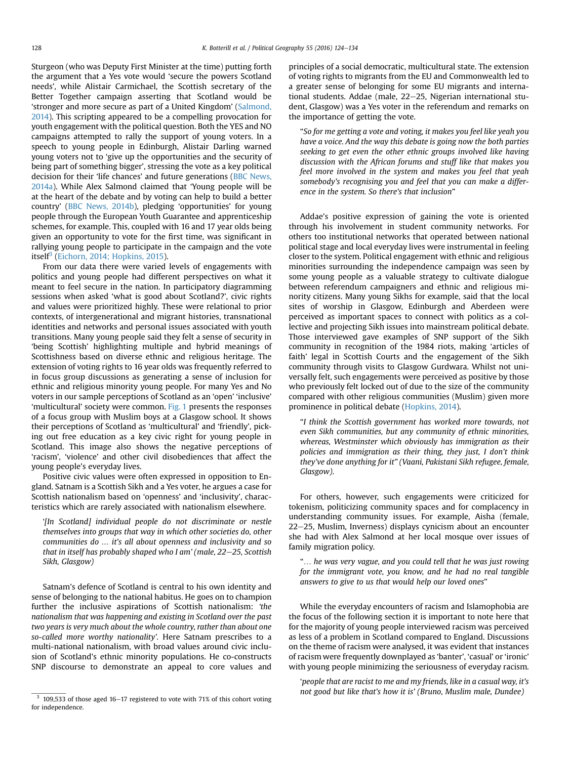Sturgeon (who was Deputy First Minister at the time) putting forth the argument that a Yes vote would 'secure the powers Scotland needs', while Alistair Carmichael, the Scottish secretary of the Better Together campaign asserting that Scotland would be 'stronger and more secure as part of a United Kingdom' (Salmond, 2014). This scripting appeared to be a compelling provocation for youth engagement with the political question. Both the YES and NO campaigns attempted to rally the support of young voters. In a speech to young people in Edinburgh, Alistair Darling warned young voters not to 'give up the opportunities and the security of being part of something bigger', stressing the vote as a key political decision for their 'life chances' and future generations (BBC News, 2014a). While Alex Salmond claimed that 'Young people will be at the heart of the debate and by voting can help to build a better country' (BBC News, 2014b), pledging 'opportunities' for young people through the European Youth Guarantee and apprenticeship schemes, for example. This, coupled with 16 and 17 year olds being given an opportunity to vote for the first time, was significant in rallying young people to participate in the campaign and the vote itself[3] (Eichorn, 2014; Hopkins, 2015).

From our data there were varied levels of engagements with politics and young people had different perspectives on what it meant to feel secure in the nation. In participatory diagramming sessions when asked 'what is good about Scotland?', civic rights and values were prioritized highly. These were relational to prior contexts, of intergenerational and migrant histories, transnational identities and networks and personal issues associated with youth transitions. Many young people said they felt a sense of security in 'being Scottish' highlighting multiple and hybrid meanings of Scottishness based on diverse ethnic and religious heritage. The extension of voting rights to 16 year olds was frequently referred to in focus group discussions as generating a sense of inclusion for ethnic and religious minority young people. For many Yes and No voters in our sample perceptions of Scotland as an 'open' 'inclusive' 'multicultural' society were common. Fig. 1 presents the responses of a focus group with Muslim boys at a Glasgow school. It shows their perceptions of Scotland as 'multicultural' and 'friendly', picking out free education as a key civic right for young people in Scotland. This image also shows the negative perceptions of 'racism', 'violence' and other civil disobediences that affect the young people's everyday lives.

Positive civic values were often expressed in opposition to England. Satnam is a Scottish Sikh and a Yes voter, he argues a case for Scottish nationalism based on 'openness' and 'inclusivity', characteristics which are rarely associated with nationalism elsewhere.

> *'[In Scotland] individual people do not discriminate or nestle themselves into groups that way in which other societies do, other communities do … it's all about openness and inclusivity and so that in itself has probably shaped who I am' (male, 22–25, Scottish Sikh, Glasgow)*

Satnam's defence of Scotland is central to his own identity and sense of belonging to the national habitus. He goes on to champion further the inclusive aspirations of Scottish nationalism: *'the nationalism that was happening and existing in Scotland over the past two years is very much about the whole country, rather than about one so-called more worthy nationality'.* Here Satnam prescribes to a multi-national nationalism, with broad values around civic inclusion of Scotland's ethnic minority populations. He co-constructs SNP discourse to demonstrate an appeal to core values and principles of a social democratic, multicultural state. The extension of voting rights to migrants from the EU and Commonwealth led to a greater sense of belonging for some EU migrants and international students. Addae (male, 22–25, Nigerian international student, Glasgow) was a Yes voter in the referendum and remarks on the importance of getting the vote.

> "*So for me getting a vote and voting, it makes you feel like yeah you have a voice. And the way this debate is going now the both parties seeking to get even the other ethnic groups involved like having discussion with the African forums and stuff like that makes you feel more involved in the system and makes you feel that yeah somebody's recognising you and feel that you can make a difference in the system. So there's that inclusion*"

Addae's positive expression of gaining the vote is oriented through his involvement in student community networks. For others too institutional networks that operated between national political stage and local everyday lives were instrumental in feeling closer to the system. Political engagement with ethnic and religious minorities surrounding the independence campaign was seen by some young people as a valuable strategy to cultivate dialogue between referendum campaigners and ethnic and religious minority citizens. Many young Sikhs for example, said that the local sites of worship in Glasgow, Edinburgh and Aberdeen were perceived as important spaces to connect with politics as a collective and projecting Sikh issues into mainstream political debate. Those interviewed gave examples of SNP support of the Sikh community in recognition of the 1984 riots, making 'articles of faith' legal in Scottish Courts and the engagement of the Sikh community through visits to Glasgow Gurdwara. Whilst not universally felt, such engagements were perceived as positive by those who previously felt locked out of due to the size of the community compared with other religious communities (Muslim) given more prominence in political debate (Hopkins, 2014).

> "*I think the Scottish government has worked more towards, not even Sikh communities, but any community of ethnic minorities, whereas, Westminster which obviously has immigration as their policies and immigration as their thing, they just, I don't think they've done anything for it" (Vaani, Pakistani Sikh refugee, female, Glasgow).*

For others, however, such engagements were criticized for tokenism, politicizing community spaces and for complacency in understanding community issues. For example, Aisha (female, 22–25, Muslim, Inverness) displays cynicism about an encounter she had with Alex Salmond at her local mosque over issues of family migration policy.

> "*… he was very vague, and you could tell that he was just rowing for the immigrant vote, you know, and he had no real tangible answers to give to us that would help our loved ones*"

While the everyday encounters of racism and Islamophobia are the focus of the following section it is important to note here that for the majority of young people interviewed racism was perceived as less of a problem in Scotland compared to England. Discussions on the theme of racism were analysed, it was evident that instances of racism were frequently downplayed as 'banter', 'casual' or 'ironic' with young people minimizing the seriousness of everyday racism.

> *'people that are racist to me and my friends, like in a casual way, it's not good but like that's how it is' (Bruno, Muslim male, Dundee)*

[3] 109,533 of those aged 16–17 registered to vote with 71% of this cohort voting for independence.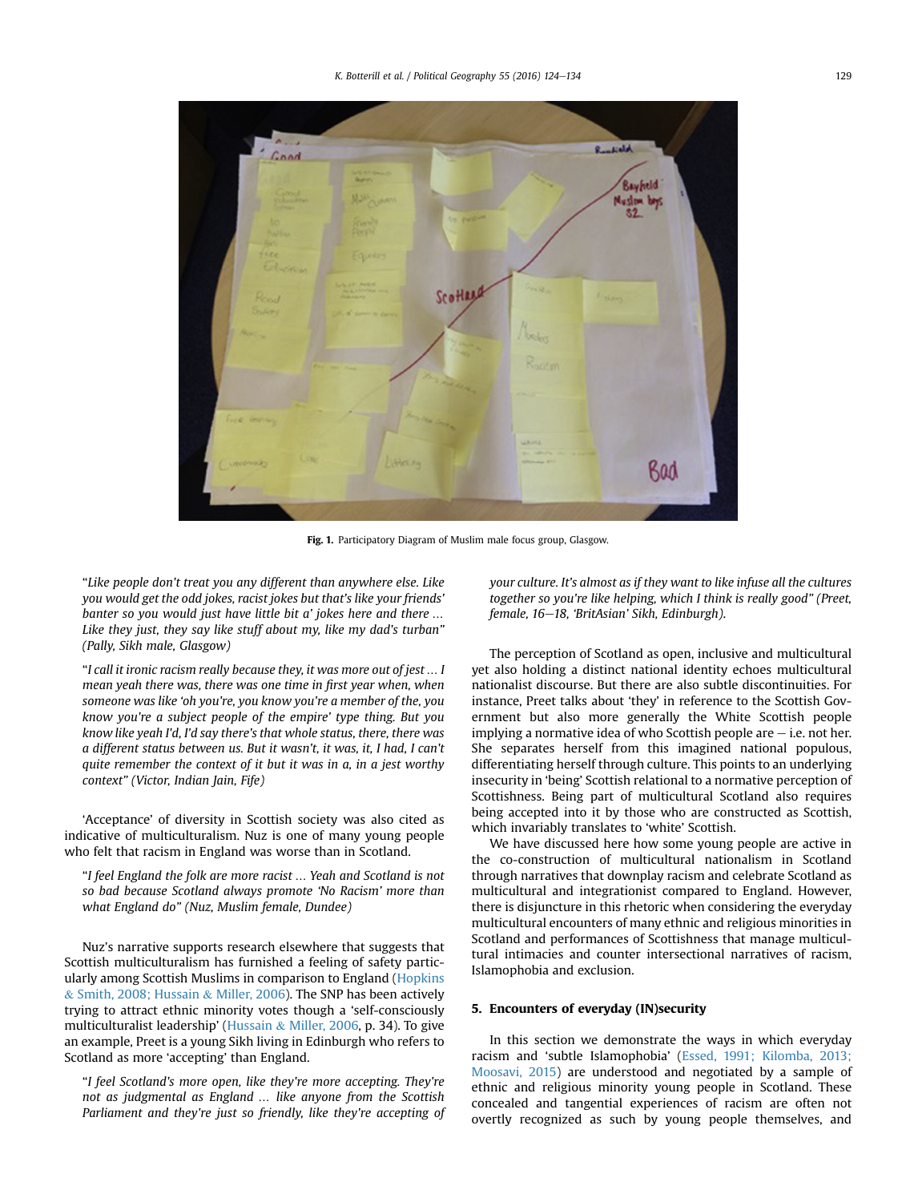Fig. 1. Participatory Diagram of Muslim male focus group, Glasgow.

"*Like people don't treat you any different than anywhere else. Like you would get the odd jokes, racist jokes but that's like your friends' banter so you would just have little bit a' jokes here and there … Like they just, they say like stuff about my, like my dad's turban*" *(Pally, Sikh male, Glasgow)*

"*I call it ironic racism really because they, it was more out of jest … I mean yeah there was, there was one time in first year when, when someone was like 'oh you're, you know you're a member of the, you know you're a subject people of the empire' type thing. But you know like yeah I'd, I'd say there's that whole status, there, there was a different status between us. But it wasn't, it was, it, I had, I can't quite remember the context of it but it was in a, in a jest worthy context*" *(Victor, Indian Jain, Fife)*

'Acceptance' of diversity in Scottish society was also cited as indicative of multiculturalism. Nuz is one of many young people who felt that racism in England was worse than in Scotland.

"*I feel England the folk are more racist … Yeah and Scotland is not so bad because Scotland always promote 'No Racism' more than what England do*" *(Nuz, Muslim female, Dundee)*

Nuz's narrative supports research elsewhere that suggests that Scottish multiculturalism has furnished a feeling of safety particularly among Scottish Muslims in comparison to England (Hopkins & Smith, 2008; Hussain & Miller, 2006). The SNP has been actively trying to attract ethnic minority votes though a 'self-consciously multiculturalist leadership' (Hussain & Miller, 2006, p. 34). To give an example, Preet is a young Sikh living in Edinburgh who refers to Scotland as more 'accepting' than England.

"*I feel Scotland's more open, like they're more accepting. They're not as judgmental as England … like anyone from the Scottish Parliament and they're just so friendly, like they're accepting of your culture. It's almost as if they want to like infuse all the cultures together so you're like helping, which I think is really good*" *(Preet, female, 16–18, 'BritAsian' Sikh, Edinburgh).*

The perception of Scotland as open, inclusive and multicultural yet also holding a distinct national identity echoes multicultural nationalist discourse. But there are also subtle discontinuities. For instance, Preet talks about 'they' in reference to the Scottish Government but also more generally the White Scottish people implying a normative idea of who Scottish people are – i.e. not her. She separates herself from this imagined national populous, differentiating herself through culture. This points to an underlying insecurity in 'being' Scottish relational to a normative perception of Scottishness. Being part of multicultural Scotland also requires being accepted into it by those who are constructed as Scottish, which invariably translates to 'white' Scottish.

We have discussed here how some young people are active in the co-construction of multicultural nationalism in Scotland through narratives that downplay racism and celebrate Scotland as multicultural and integrationist compared to England. However, there is disjuncture in this rhetoric when considering the everyday multicultural encounters of many ethnic and religious minorities in Scotland and performances of Scottishness that manage multicultural intimacies and counter intersectional narratives of racism, Islamophobia and exclusion.

## 5. Encounters of everyday (IN)security

In this section we demonstrate the ways in which everyday racism and 'subtle Islamophobia' (Essed, 1991; Kilomba, 2013; Moosavi, 2015) are understood and negotiated by a sample of ethnic and religious minority young people in Scotland. These concealed and tangential experiences of racism are often not overtly recognized as such by young people themselves, and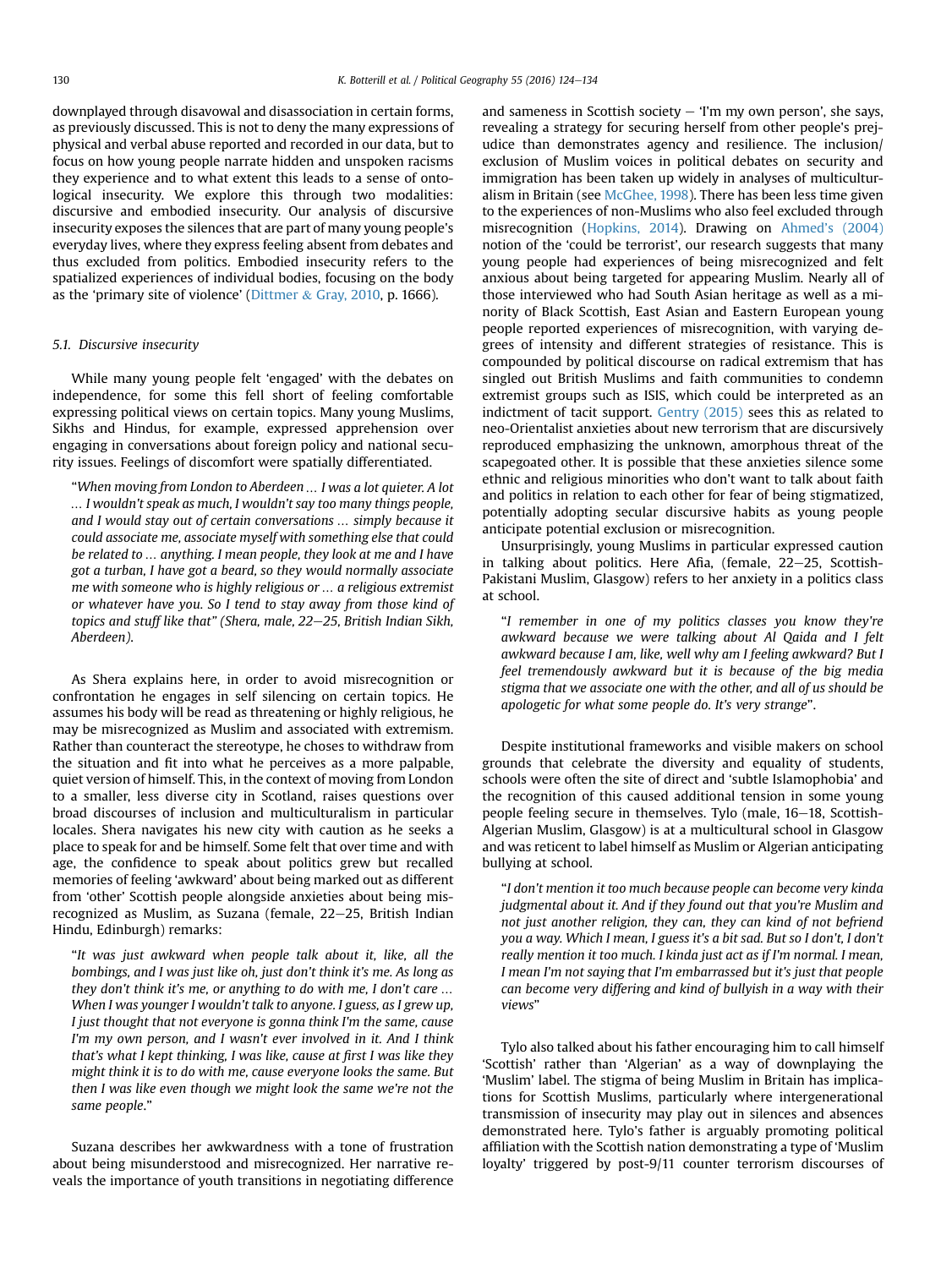downplayed through disavowal and disassociation in certain forms, as previously discussed. This is not to deny the many expressions of physical and verbal abuse reported and recorded in our data, but to focus on how young people narrate hidden and unspoken racisms they experience and to what extent this leads to a sense of ontological insecurity. We explore this through two modalities: discursive and embodied insecurity. Our analysis of discursive insecurity exposes the silences that are part of many young people's everyday lives, where they express feeling absent from debates and thus excluded from politics. Embodied insecurity refers to the spatialized experiences of individual bodies, focusing on the body as the 'primary site of violence' (Dittmer & Gray, 2010, p. 1666).

### 5.1. Discursive insecurity

While many young people felt 'engaged' with the debates on independence, for some this fell short of feeling comfortable expressing political views on certain topics. Many young Muslims, Sikhs and Hindus, for example, expressed apprehension over engaging in conversations about foreign policy and national security issues. Feelings of discomfort were spatially differentiated.

> "*When moving from London to Aberdeen … I was a lot quieter. A lot … I wouldn't speak as much, I wouldn't say too many things people, and I would stay out of certain conversations … simply because it could associate me, associate myself with something else that could be related to … anything. I mean people, they look at me and I have got a turban, I have got a beard, so they would normally associate me with someone who is highly religious or … a religious extremist or whatever have you. So I tend to stay away from those kind of topics and stuff like that" (Shera, male, 22–25, British Indian Sikh, Aberdeen).*

As Shera explains here, in order to avoid misrecognition or confrontation he engages in self silencing on certain topics. He assumes his body will be read as threatening or highly religious, he may be misrecognized as Muslim and associated with extremism. Rather than counteract the stereotype, he choses to withdraw from the situation and fit into what he perceives as a more palpable, quiet version of himself. This, in the context of moving from London to a smaller, less diverse city in Scotland, raises questions over broad discourses of inclusion and multiculturalism in particular locales. Shera navigates his new city with caution as he seeks a place to speak for and be himself. Some felt that over time and with age, the confidence to speak about politics grew but recalled memories of feeling 'awkward' about being marked out as different from 'other' Scottish people alongside anxieties about being misrecognized as Muslim, as Suzana (female, 22–25, British Indian Hindu, Edinburgh) remarks:

> "*It was just awkward when people talk about it, like, all the bombings, and I was just like oh, just don't think it's me. As long as they don't think it's me, or anything to do with me, I don't care … When I was younger I wouldn't talk to anyone. I guess, as I grew up, I just thought that not everyone is gonna think I'm the same, cause I'm my own person, and I wasn't ever involved in it. And I think that's what I kept thinking, I was like, cause at first I was like they might think it is to do with me, cause everyone looks the same. But then I was like even though we might look the same we're not the same people.*"

Suzana describes her awkwardness with a tone of frustration about being misunderstood and misrecognized. Her narrative reveals the importance of youth transitions in negotiating difference and sameness in Scottish society – 'I'm my own person', she says, revealing a strategy for securing herself from other people's prejudice than demonstrates agency and resilience. The inclusion/exclusion of Muslim voices in political debates on security and immigration in Britain has been taken up widely in analyses of multiculturalism in Britain (see McGhee, 1998). There has been less time given to the experiences of non-Muslims who also feel excluded through misrecognition (Hopkins, 2014). Drawing on Ahmed's (2004) notion of the 'could be terrorist', our research suggests that many young people had experiences of being misrecognized and felt anxious about being targeted for appearing Muslim. Nearly all of those interviewed who had South Asian heritage as well as a minority of Black Scottish, East Asian and Eastern European young people reported experiences of misrecognition, with varying degrees of intensity and different strategies of resistance. This is compounded by political discourse on radical extremism that has singled out British Muslims and faith communities to condemn extremist groups such as ISIS, which could be interpreted as an indictment of tacit support. Gentry (2015) sees this as related to neo-Orientalist anxieties about new terrorism that are discursively reproduced emphasizing the unknown, amorphous threat of the scapegoated other. It is possible that these anxieties silence some ethnic and religious minorities who don't want to talk about faith and politics in relation to each other for fear of being stigmatized, potentially adopting secular discursive habits as young people anticipate potential exclusion or misrecognition.

Unsurprisingly, young Muslims in particular expressed caution in talking about politics. Here Afia, (female, 22–25, Scottish-Pakistani Muslim, Glasgow) refers to her anxiety in a politics class at school.

> "*I remember in one of my politics classes you know they're awkward because we were talking about Al Qaida and I felt awkward because I am, like, well why am I feeling awkward? But I feel tremendously awkward but it is because of the big media stigma that we associate one with the other, and all of us should be apologetic for what some people do. It's very strange*".

Despite institutional frameworks and visible makers on school grounds that celebrate the diversity and equality of students, schools were often the site of direct and 'subtle Islamophobia' and the recognition of this caused additional tension in some young people feeling secure in themselves. Tylo (male, 16–18, Scottish-Algerian Muslim, Glasgow) is at a multicultural school in Glasgow and was reticent to label himself as Muslim or Algerian anticipating bullying at school.

> "*I don't mention it too much because people can become very kinda judgmental about it. And if they found out that you're Muslim and not just another religion, they can, they can kind of not befriend you a way. Which I mean, I guess it's a bit sad. But so I don't, I don't really mention it too much. I kinda just act as if I'm normal. I mean, I mean I'm not saying that I'm embarrassed but it's just that people can become very differing and kind of bullyish in a way with their views*"

Tylo also talked about his father encouraging him to call himself 'Scottish' rather than 'Algerian' as a way of downplaying the 'Muslim' label. The stigma of being Muslim in Britain has implications for Scottish Muslims, particularly where intergenerational transmission of insecurity may play out in silences and absences demonstrated here. Tylo's father is arguably promoting political affiliation with the Scottish nation demonstrating a type of 'Muslim loyalty' triggered by post-9/11 counter terrorism discourses of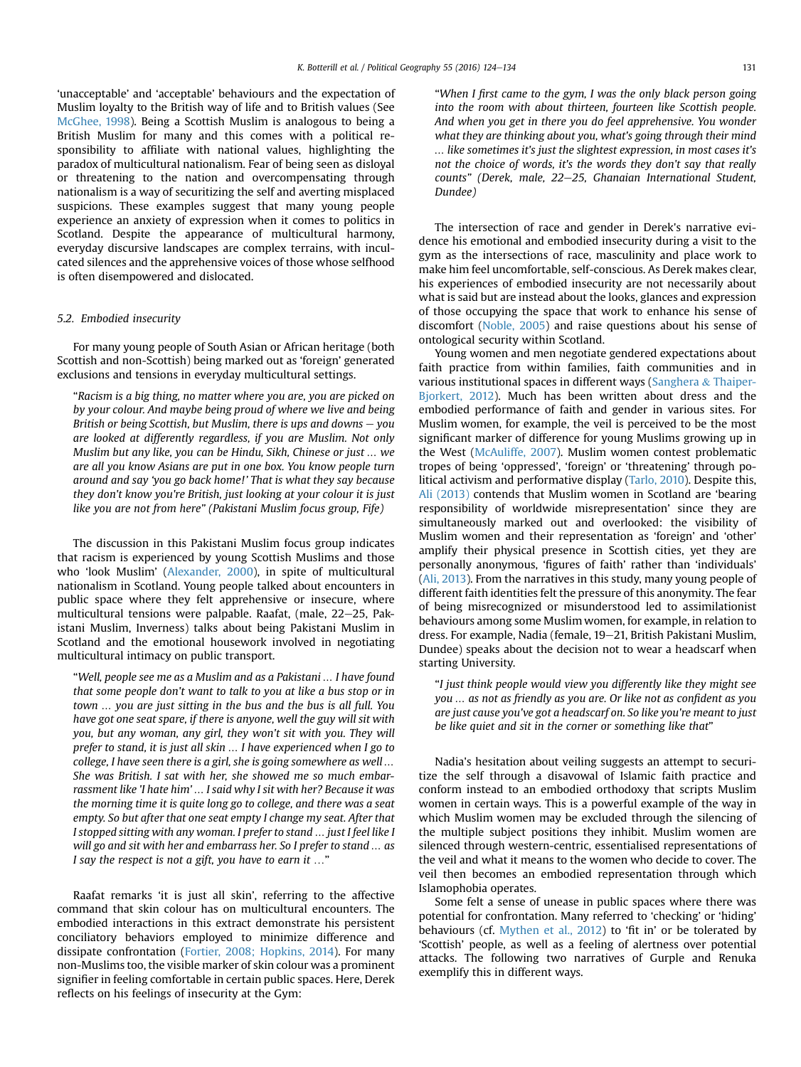'unacceptable' and 'acceptable' behaviours and the expectation of Muslim loyalty to the British way of life and to British values (See McGhee, 1998). Being a Scottish Muslim is analogous to being a British Muslim for many and this comes with a political responsibility to affiliate with national values, highlighting the paradox of multicultural nationalism. Fear of being seen as disloyal or threatening to the nation and overcompensating through nationalism is a way of securitizing the self and averting misplaced suspicions. These examples suggest that many young people experience an anxiety of expression when it comes to politics in Scotland. Despite the appearance of multicultural harmony, everyday discursive landscapes are complex terrains, with inculcated silences and the apprehensive voices of those whose selfhood is often disempowered and dislocated.

### 5.2. Embodied insecurity

For many young people of South Asian or African heritage (both Scottish and non-Scottish) being marked out as 'foreign' generated exclusions and tensions in everyday multicultural settings.

> "*Racism is a big thing, no matter where you are, you are picked on by your colour. And maybe being proud of where we live and being British or being Scottish, but Muslim, there is ups and downs – you are looked at differently regardless, if you are Muslim. Not only Muslim but any like, you can be Hindu, Sikh, Chinese or just … we are all you know Asians are put in one box. You know people turn around and say 'you go back home!' That is what they say because they don't know you're British, just looking at your colour it is just like you are not from here" (Pakistani Muslim focus group, Fife)*

The discussion in this Pakistani Muslim focus group indicates that racism is experienced by young Scottish Muslims and those who 'look Muslim' (Alexander, 2000), in spite of multicultural nationalism in Scotland. Young people talked about encounters in public space where they felt apprehensive or insecure, where multicultural tensions were palpable. Raafat, (male, 22–25, Pakistani Muslim, Inverness) talks about being Pakistani Muslim in Scotland and the emotional housework involved in negotiating multicultural intimacy on public transport.

> "*Well, people see me as a Muslim and as a Pakistani … I have found that some people don't want to talk to you at like a bus stop or in town … you are just sitting in the bus and the bus is all full. You have got one seat spare, if there is anyone, well the guy will sit with you, but any woman, any girl, they won't sit with you. They will prefer to stand, it is just all skin … I have experienced when I go to college, I have seen there is a girl, she is going somewhere as well… She was British. I sat with her, she showed me so much embarrassment like 'I hate him' … I said why I sit with her? Because it was the morning time it is quite long go to college, and there was a seat empty. So but after that one seat empty I change my seat. After that I stopped sitting with any woman. I prefer to stand … just I feel like I will go and sit with her and embarrass her. So I prefer to stand … as I say the respect is not a gift, you have to earn it …*"

Raafat remarks 'it is just all skin', referring to the affective command that skin colour has on multicultural encounters. The embodied interactions in this extract demonstrate his persistent conciliatory behaviors employed to minimize difference and dissipate confrontation (Fortier, 2008; Hopkins, 2014). For many non-Muslims too, the visible marker of skin colour was a prominent signifier in feeling comfortable in certain public spaces. Here, Derek reflects on his feelings of insecurity at the Gym:

> "*When I first came to the gym, I was the only black person going into the room with about thirteen, fourteen like Scottish people. And when you get in there you do feel apprehensive. You wonder what they are thinking about you, what's going through their mind … like sometimes it's just the slightest expression, in most cases it's not the choice of words, it's the words they don't say that really counts" (Derek, male, 22–25, Ghanaian International Student, Dundee)*

The intersection of race and gender in Derek's narrative evidence his emotional and embodied insecurity during a visit to the gym as the intersections of race, masculinity and place work to make him feel uncomfortable, self-conscious. As Derek makes clear, his experiences of embodied insecurity are not necessarily about what is said but are instead about the looks, glances and expression of those occupying the space that work to enhance his sense of discomfort (Noble, 2005) and raise questions about his sense of ontological security within Scotland.

Young women and men negotiate gendered expectations about faith practice from within families, faith communities and in various institutional spaces in different ways (Sanghera & Thaiper-Bjorkert, 2012). Much has been written about dress and the embodied performance of faith and gender in various sites. For Muslim women, for example, the veil is perceived to be the most significant marker of difference for young Muslims growing up in the West (McAuliffe, 2007). Muslim women contest problematic tropes of being 'oppressed', 'foreign' or 'threatening' through political activism and performative display (Tarlo, 2010). Despite this, Ali (2013) contends that Muslim women in Scotland are 'bearing responsibility of worldwide misrepresentation' since they are simultaneously marked out and overlooked: the visibility of Muslim women and their representation as 'foreign' and 'other' amplify their physical presence in Scottish cities, yet they are personally anonymous, 'figures of faith' rather than 'individuals' (Ali, 2013). From the narratives in this study, many young people of different faith identities felt the pressure of this anonymity. The fear of being misrecognized or misunderstood led to assimilationist behaviours among some Muslim women, for example, in relation to dress. For example, Nadia (female, 19–21, British Pakistani Muslim, Dundee) speaks about the decision not to wear a headscarf when starting University.

> "*I just think people would view you differently like they might see you … as not as friendly as you are. Or like not as confident as you are just cause you've got a headscarf on. So like you're meant to just be like quiet and sit in the corner or something like that*"

Nadia's hesitation about veiling suggests an attempt to securitize the self through a disavowal of Islamic faith practice and conform instead to an embodied orthodoxy that scripts Muslim women in certain ways. This is a powerful example of the way in which Muslim women may be excluded through the silencing of the multiple subject positions they inhibit. Muslim women are silenced through western-centric, essentialised representations of the veil and what it means to the women who decide to cover. The veil then becomes an embodied representation through which Islamophobia operates.

Some felt a sense of unease in public spaces where there was potential for confrontation. Many referred to 'checking' or 'hiding' behaviours (cf. Mythen et al., 2012) to 'fit in' or be tolerated by 'Scottish' people, as well as a feeling of alertness over potential attacks. The following two narratives of Gurple and Renuka exemplify this in different ways.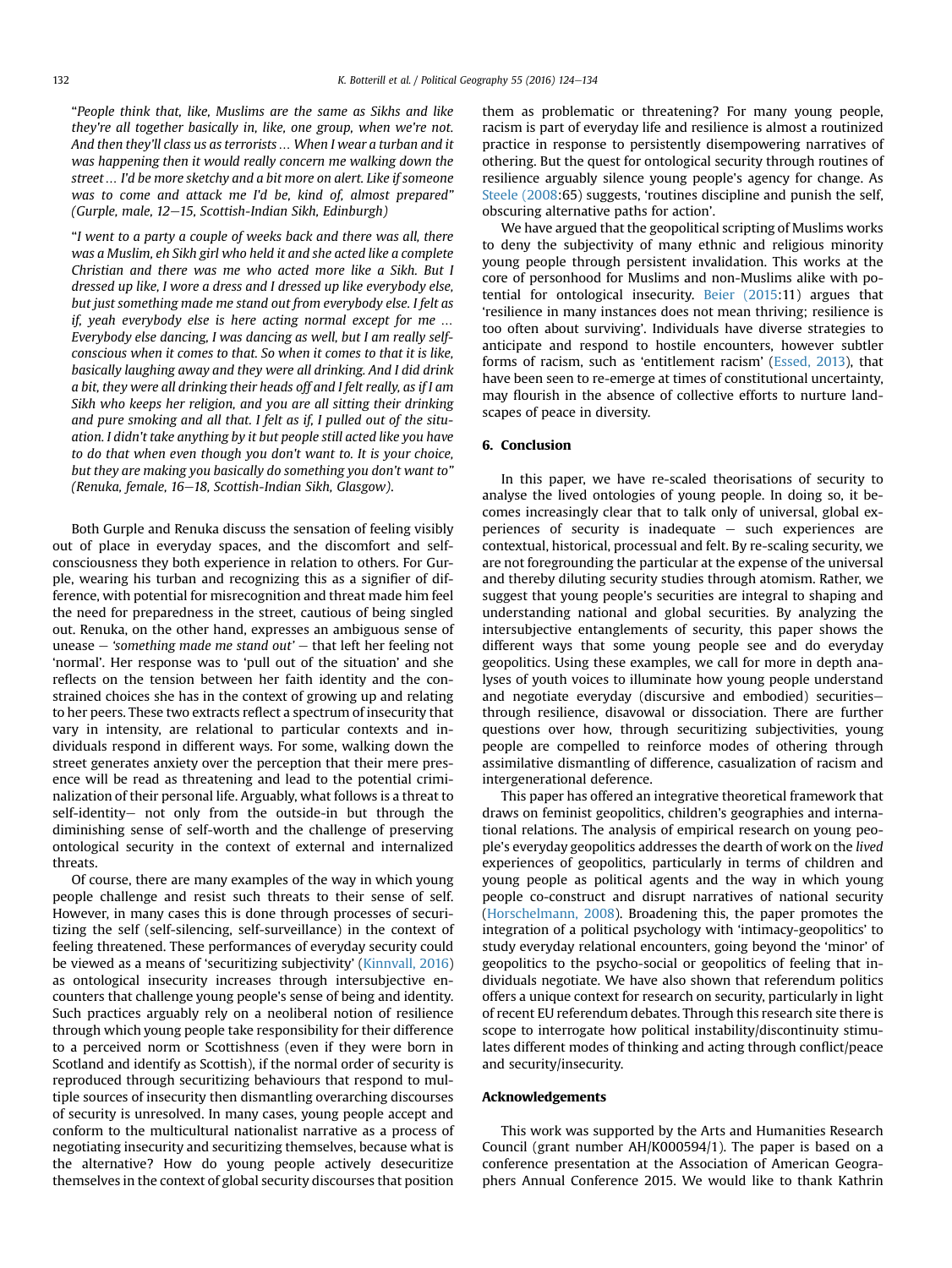"*People think that, like, Muslims are the same as Sikhs and like they're all together basically in, like, one group, when we're not. And then they'll class us as terrorists … When I wear a turban and it was happening then it would really concern me walking down the street … I'd be more sketchy and a bit more on alert. Like if someone was to come and attack me I'd be, kind of, almost prepared*" (*Gurple, male, 12–15, Scottish-Indian Sikh, Edinburgh*)

"*I went to a party a couple of weeks back and there was all, there was a Muslim, eh Sikh girl who held it and she acted like a complete Christian and there was me who acted more like a Sikh. But I dressed up like, I wore a dress and I dressed up like everybody else, but just something made me stand out from everybody else. I felt as if, yeah everybody else is here acting normal except for me … Everybody else dancing, I was dancing as well, but I am really self-conscious when it comes to that. So when it comes to that it is like, basically laughing away and they were all drinking. And I did drink a bit, they were all drinking their heads off and I felt really, as if I am Sikh who keeps her religion, and you are all sitting their drinking and pure smoking and all that. I felt as if, I pulled out of the situation. I didn't take anything by it but people still acted like you have to do that when even though you don't want to. It is your choice, but they are making you basically do something you don't want to*" (*Renuka, female, 16–18, Scottish-Indian Sikh, Glasgow*).

Both Gurple and Renuka discuss the sensation of feeling visibly out of place in everyday spaces, and the discomfort and self-consciousness they both experience in relation to others. For Gurple, wearing his turban and recognizing this as a signifier of difference, with potential for misrecognition and threat made him feel the need for preparedness in the street, cautious of being singled out. Renuka, on the other hand, expresses an ambiguous sense of unease – *'something made me stand out'* – that left her feeling not 'normal'. Her response was to 'pull out of the situation' and she reflects on the tension between her faith identity and the constrained choices she has in the context of growing up and relating to her peers. These two extracts reflect a spectrum of insecurity that vary in intensity, are relational to particular contexts and individuals respond in different ways. For some, walking down the street generates anxiety over the perception that their mere presence will be read as threatening and lead to the potential criminalization of their personal life. Arguably, what follows is a threat to self-identity– not only from the outside-in but through the diminishing sense of self-worth and the challenge of preserving ontological security in the context of external and internalized threats.

Of course, there are many examples of the way in which young people challenge and resist such threats to their sense of self. However, in many cases this is done through processes of securitizing the self (self-silencing, self-surveillance) in the context of feeling threatened. These performances of everyday security could be viewed as a means of 'securitizing subjectivity' (Kinnvall, 2016) as ontological insecurity increases through intersubjective encounters that challenge young people's sense of being and identity. Such practices arguably rely on a neoliberal notion of resilience through which young people take responsibility for their difference to a perceived norm or Scottishness (even if they were born in Scotland and identify as Scottish), if the normal order of security is reproduced through securitizing behaviours that respond to multiple sources of insecurity then dismantling overarching discourses of security is unresolved. In many cases, young people accept and conform to the multicultural nationalist narrative as a process of negotiating insecurity and securitizing themselves, because what is the alternative? How do young people actively desecuritize themselves in the context of global security discourses that position them as problematic or threatening? For many young people, racism is part of everyday life and resilience is almost a routinized practice in response to persistently disempowering narratives of othering. But the quest for ontological security through routines of resilience arguably silence young people's agency for change. As Steele (2008:65) suggests, 'routines discipline and punish the self, obscuring alternative paths for action'.

We have argued that the geopolitical scripting of Muslims works to deny the subjectivity of many ethnic and religious minority young people through persistent invalidation. This works at the core of personhood for Muslims and non-Muslims alike with potential for ontological insecurity. Beier (2015:11) argues that 'resilience in many instances does not mean thriving; resilience is too often about surviving'. Individuals have diverse strategies to anticipate and respond to hostile encounters, however subtler forms of racism, such as 'entitlement racism' (Essed, 2013), that have been seen to re-emerge at times of constitutional uncertainty, may flourish in the absence of collective efforts to nurture landscapes of peace in diversity.

## 6. Conclusion

In this paper, we have re-scaled theorisations of security to analyse the lived ontologies of young people. In doing so, it becomes increasingly clear that to talk only of universal, global experiences of security is inadequate – such experiences are contextual, historical, processual and felt. By re-scaling security, we are not foregrounding the particular at the expense of the universal and thereby diluting security studies through atomism. Rather, we suggest that young people's securities are integral to shaping and understanding national and global securities. By analyzing the intersubjective entanglements of security, this paper shows the different ways that some young people see and do everyday geopolitics. Using these examples, we call for more in depth analyses of youth voices to illuminate how young people understand and negotiate everyday (discursive and embodied) securities– through resilience, disavowal or dissociation. There are further questions over how, through securitizing subjectivities, young people are compelled to reinforce modes of othering through assimilative dismantling of difference, casualization of racism and intergenerational deference.

This paper has offered an integrative theoretical framework that draws on feminist geopolitics, children's geographies and international relations. The analysis of empirical research on young people's everyday geopolitics addresses the dearth of work on the *lived* experiences of geopolitics, particularly in terms of children and young people as political agents and the way in which young people co-construct and disrupt narratives of national security (Horschelmann, 2008). Broadening this, the paper promotes the integration of a political psychology with 'intimacy-geopolitics' to study everyday relational encounters, going beyond the 'minor' of geopolitics to the psycho-social or geopolitics of feeling that individuals negotiate. We have also shown that referendum politics offers a unique context for research on security, particularly in light of recent EU referendum debates. Through this research site there is scope to interrogate how political instability/discontinuity stimulates different modes of thinking and acting through conflict/peace and security/insecurity.

## Acknowledgements

This work was supported by the Arts and Humanities Research Council (grant number AH/K000594/1). The paper is based on a conference presentation at the Association of American Geographers Annual Conference 2015. We would like to thank Kathrin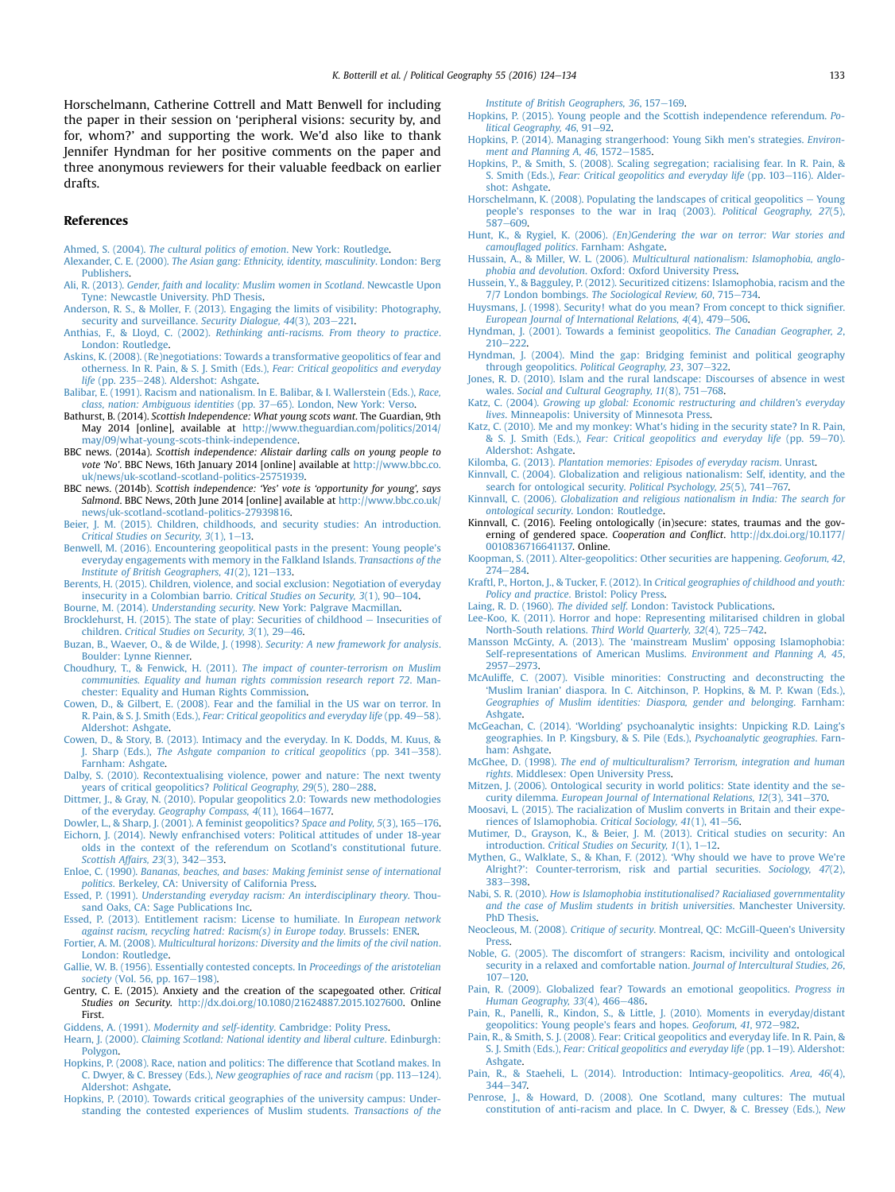Horschelmann, Catherine Cottrell and Matt Benwell for including the paper in their session on 'peripheral visions: security by, and for, whom?' and supporting the work. We'd also like to thank Jennifer Hyndman for her positive comments on the paper and three anonymous reviewers for their valuable feedback on earlier drafts.

## References

Ahmed, S. (2004). *The cultural politics of emotion*. New York: Routledge.

Alexander, C. E. (2000). *The Asian gang: Ethnicity, identity, masculinity*. London: Berg Publishers.

Ali, R. (2013). *Gender, faith and locality: Muslim women in Scotland*. Newcastle Upon Tyne: Newcastle University. PhD Thesis.

Anderson, R. S., & Moller, F. (2013). Engaging the limits of visibility: Photography, security and surveillance. *Security Dialogue, 44*(3), 203–221.

Anthias, F., & Lloyd, C. (2002). *Rethinking anti-racisms. From theory to practice*. London: Routledge.

Askins, K. (2008). (Re)negotiations: Towards a transformative geopolitics of fear and otherness. In R. Pain, & S. J. Smith (Eds.), *Fear: Critical geopolitics and everyday life* (pp. 235–248). Aldershot: Ashgate.

Balibar, E. (1991). Racism and nationalism. In E. Balibar, & I. Wallerstein (Eds.), *Race, class, nation: Ambiguous identities* (pp. 37–65). London, New York: Verso.

Bathurst, B. (2014). *Scottish Independence: What young scots want*. The Guardian, 9th May 2014 [online], available at http://www.theguardian.com/politics/2014/may/09/what-young-scots-think-independence.

BBC news. (2014a). *Scottish independence: Alistair darling calls on young people to vote 'No'*. BBC News, 16th January 2014 [online] available at http://www.bbc.co.uk/news/uk-scotland-scotland-politics-25751939.

BBC news. (2014b). *Scottish independence: 'Yes' vote is 'opportunity for young', says Salmond*. BBC News, 20th June 2014 [online] available at http://www.bbc.co.uk/news/uk-scotland-scotland-politics-27939816.

Beier, J. M. (2015). Children, childhoods, and security studies: An introduction. *Critical Studies on Security, 3*(1), 1–13.

Benwell, M. (2016). Encountering geopolitical pasts in the present: Young people's everyday engagements with memory in the Falkland Islands. *Transactions of the Institute of British Geographers, 41*(2), 121–133.

Berents, H. (2015). Children, violence, and social exclusion: Negotiation of everyday insecurity in a Colombian barrio. *Critical Studies on Security, 3*(1), 90–104.

Bourne, M. (2014). *Understanding security*. New York: Palgrave Macmillan.

Brocklehurst, H. (2015). The state of play: Securities of childhood – Insecurities of children. *Critical Studies on Security, 3*(1), 29–46.

Buzan, B., Waever, O., & de Wilde, J. (1998). *Security: A new framework for analysis*. Boulder: Lynne Rienner.

Choudhury, T., & Fenwick, H. (2011). *The impact of counter-terrorism on Muslim communities. Equality and human rights commission research report 72*. Manchester: Equality and Human Rights Commission.

Cowen, D., & Gilbert, E. (2008). Fear and the familial in the US war on terror. In R. Pain, & S. J. Smith (Eds.), *Fear: Critical geopolitics and everyday life* (pp. 49–58). Aldershot: Ashgate.

Cowen, D., & Story, B. (2013). Intimacy and the everyday. In K. Dodds, M. Kuus, & J. Sharp (Eds.), *The Ashgate companion to critical geopolitics* (pp. 341–358). Farnham: Ashgate.

Dalby, S. (2010). Recontextualising violence, power and nature: The next twenty years of critical geopolitics? *Political Geography, 29*(5), 280–288.

Dittmer, J., & Gray, N. (2010). Popular geopolitics 2.0: Towards new methodologies of the everyday. *Geography Compass, 4*(11), 1664–1677.

Dowler, L., & Sharp, J. (2001). A feminist geopolitics? *Space and Polity, 5*(3), 165–176.

Eichorn, J. (2014). Newly enfranchised voters: Political attitudes of under 18-year olds in the context of the referendum on Scotland's constitutional future. *Scottish Affairs, 23*(3), 342–353.

Enloe, C. (1990). *Bananas, beaches, and bases: Making feminist sense of international politics*. Berkeley, CA: University of California Press.

Essed, P. (1991). *Understanding everyday racism: An interdisciplinary theory*. Thousand Oaks, CA: Sage Publications Inc.

Essed, P. (2013). Entitlement racism: License to humiliate. In *European network against racism, recycling hatred: Racism(s) in Europe today*. Brussels: ENER.

Fortier, A. M. (2008). *Multicultural horizons: Diversity and the limits of the civil nation*. London: Routledge.

Gallie, W. B. (1956). Essentially contested concepts. In *Proceedings of the aristotelian society* (Vol. 56, pp. 167–198).

Gentry, C. E. (2015). Anxiety and the creation of the scapegoated other. *Critical Studies on Security*. http://dx.doi.org/10.1080/21624887.2015.1027600. Online First.

Giddens, A. (1991). *Modernity and self-identity*. Cambridge: Polity Press.

Hearn, J. (2000). *Claiming Scotland: National identity and liberal culture*. Edinburgh: Polygon.

Hopkins, P. (2008). Race, nation and politics: The difference that Scotland makes. In C. Dwyer, & C. Bressey (Eds.), *New geographies of race and racism* (pp. 113–124). Aldershot: Ashgate.

Hopkins, P. (2010). Towards critical geographies of the university campus: Understanding the contested experiences of Muslim students. *Transactions of the Institute of British Geographers, 36*, 157–169.

Hopkins, P. (2015). Young people and the Scottish independence referendum. *Political Geography, 46*, 91–92.

Hopkins, P. (2014). Managing strangerhood: Young Sikh men's strategies. *Environment and Planning A, 46*, 1572–1585.

Hopkins, P., & Smith, S. (2008). Scaling segregation; racialising fear. In R. Pain, & S. Smith (Eds.), *Fear: Critical geopolitics and everyday life* (pp. 103–116). Aldershot: Ashgate.

Horschelmann, K. (2008). Populating the landscapes of critical geopolitics – Young people's responses to the war in Iraq (2003). *Political Geography, 27*(5), 587–609.

Hunt, K., & Rygiel, K. (2006). *(En)Gendering the war on terror: War stories and camouflaged politics*. Farnham: Ashgate.

Hussain, A., & Miller, W. L. (2006). *Multicultural nationalism: Islamophobia, anglophobia and devolution*. Oxford: Oxford University Press.

Hussein, Y., & Bagguley, P. (2012). Securitized citizens: Islamophobia, racism and the 7/7 London bombings. *The Sociological Review, 60*, 715–734.

Huysmans, J. (1998). Security! what do you mean? From concept to thick signifier. *European Journal of International Relations, 4*(4), 479–506.

Hyndman, J. (2001). Towards a feminist geopolitics. *The Canadian Geographer, 2*, 210–222.

Hyndman, J. (2004). Mind the gap: Bridging feminist and political geography through geopolitics. *Political Geography, 23*, 307–322.

Jones, R. D. (2010). Islam and the rural landscape: Discourses of absence in west wales. *Social and Cultural Geography, 11*(8), 751–768.

Katz, C. (2004). *Growing up global: Economic restructuring and children's everyday lives*. Minneapolis: University of Minnesota Press.

Katz, C. (2010). Me and my monkey: What's hiding in the security state? In R. Pain, & S. J. Smith (Eds.), *Fear: Critical geopolitics and everyday life* (pp. 59–70). Aldershot: Ashgate.

Kilomba, G. (2013). *Plantation memories: Episodes of everyday racism*. Unrast.

Kinnvall, C. (2004). Globalization and religious nationalism: Self, identity, and the search for ontological security. *Political Psychology, 25*(5), 741–767.

Kinnvall, C. (2006). *Globalization and religious nationalism in India: The search for ontological security*. London: Routledge.

Kinnvall, C. (2016). Feeling ontologically (in)secure: states, traumas and the governing of gendered space. *Cooperation and Conflict*. http://dx.doi.org/10.1177/0010836716641137. Online.

Koopman, S. (2011). Alter-geopolitics: Other securities are happening. *Geoforum, 42*, 274–284.

Kraftl, P., Horton, J., & Tucker, F. (2012). In *Critical geographies of childhood and youth: Policy and practice*. Bristol: Policy Press.

Laing, R. D. (1960). *The divided self*. London: Tavistock Publications.

Lee-Koo, K. (2011). Horror and hope: Representing militarised children in global North-South relations. *Third World Quarterly, 32*(4), 725–742.

Mansson McGinty, A. (2013). The 'mainstream Muslim' opposing Islamophobia: Self-representations of American Muslims. *Environment and Planning A, 45*, 2957–2973.

McAuliffe, C. (2007). Visible minorities: Constructing and deconstructing the 'Muslim Iranian' diaspora. In C. Aitchinson, P. Hopkins, & M. P. Kwan (Eds.), *Geographies of Muslim identities: Diaspora, gender and belonging*. Farnham: Ashgate.

McGeachan, C. (2014). 'Worlding' psychoanalytic insights: Unpicking R.D. Laing's geographies. In P. Kingsbury, & S. Pile (Eds.), *Psychoanalytic geographies*. Farnham: Ashgate.

McGhee, D. (1998). *The end of multiculturalism? Terrorism, integration and human rights*. Middlesex: Open University Press.

Mitzen, J. (2006). Ontological security in world politics: State identity and the security dilemma. *European Journal of International Relations, 12*(3), 341–370.

Moosavi, L. (2015). The racialization of Muslim converts in Britain and their experiences of Islamophobia. *Critical Sociology, 41*(1), 41–56.

Mutimer, D., Grayson, K., & Beier, J. M. (2013). Critical studies on security: An introduction. *Critical Studies on Security, 1*(1), 1–12.

Mythen, G., Walklate, S., & Khan, F. (2012). 'Why should we have to prove We're Alright?': Counter-terrorism, risk and partial securities. *Sociology, 47*(2), 383–398.

Nabi, S. R. (2010). *How is Islamophobia institutionalised? Racialiased governmentality and the case of Muslim students in british universities*. Manchester University. PhD Thesis.

Neocleous, M. (2008). *Critique of security*. Montreal, QC: McGill-Queen's University Press.

Noble, G. (2005). The discomfort of strangers: Racism, incivility and ontological security in a relaxed and comfortable nation. *Journal of Intercultural Studies, 26*, 107–120.

Pain, R. (2009). Globalized fear? Towards an emotional geopolitics. *Progress in Human Geography, 33*(4), 466–486.

Pain, R., Panelli, R., Kindon, S., & Little, J. (2010). Moments in everyday/distant geopolitics: Young people's fears and hopes. *Geoforum, 41*, 972–982.

Pain, R., & Smith, S. J. (2008). Fear: Critical geopolitics and everyday life. In R. Pain, & S. J. Smith (Eds.), *Fear: Critical geopolitics and everyday life* (pp. 1–19). Aldershot: Ashgate.

Pain, R., & Staeheli, L. (2014). Introduction: Intimacy-geopolitics. *Area, 46*(4), 344–347.

Penrose, J., & Howard, D. (2008). One Scotland, many cultures: The mutual constitution of anti-racism and place. In C. Dwyer, & C. Bressey (Eds.), *New*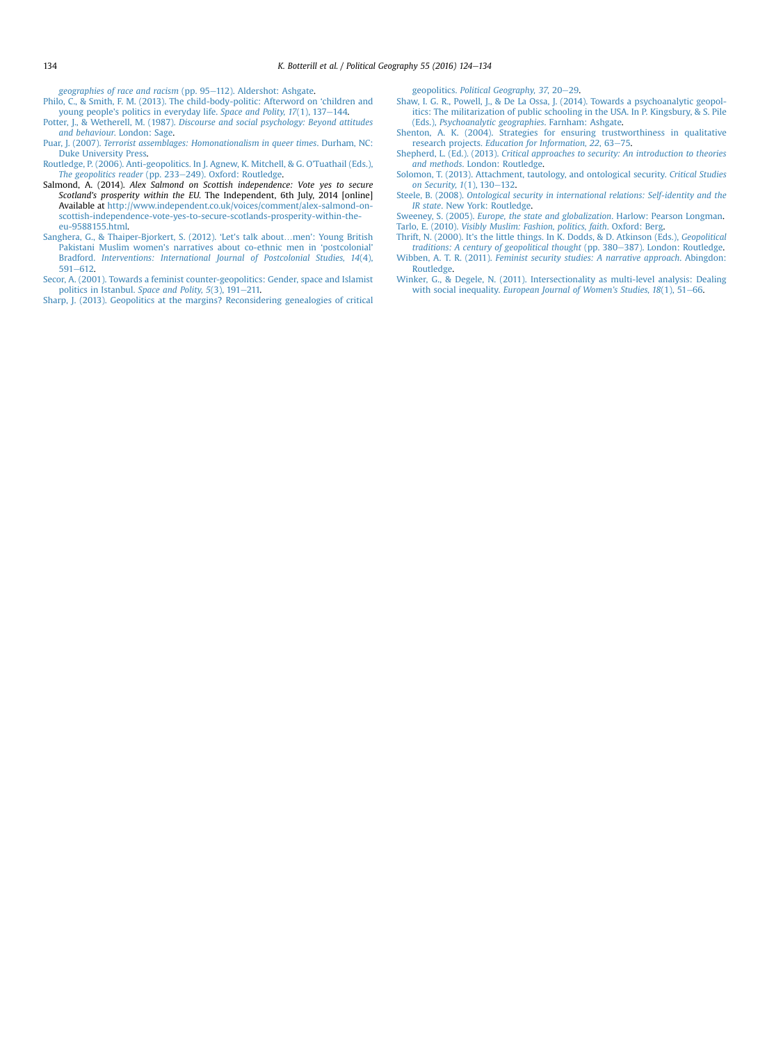*geographies of race and racism* (pp. 95–112). Aldershot: Ashgate.

Philo, C., & Smith, F. M. (2013). The child-body-politic: Afterword on 'children and young people's politics in everyday life. *Space and Polity, 17*(1), 137–144.

Potter, J., & Wetherell, M. (1987). *Discourse and social psychology: Beyond attitudes and behaviour*. London: Sage.

Puar, J. (2007). *Terrorist assemblages: Homonationalism in queer times*. Durham, NC: Duke University Press.

Routledge, P. (2006). Anti-geopolitics. In J. Agnew, K. Mitchell, & G. O'Tuathail (Eds.), *The geopolitics reader* (pp. 233–249). Oxford: Routledge.

Salmond, A. (2014). *Alex Salmond on Scottish independence: Vote yes to secure Scotland's prosperity within the EU*. The Independent, 6th July, 2014 [online] Available at http://www.independent.co.uk/voices/comment/alex-salmond-on-scottish-independence-vote-yes-to-secure-scotlands-prosperity-within-the-eu-9588155.html.

Sanghera, G., & Thaiper-Bjorkert, S. (2012). 'Let's talk about…men': Young British Pakistani Muslim women's narratives about co-ethnic men in 'postcolonial' Bradford. *Interventions: International Journal of Postcolonial Studies, 14*(4), 591–612.

Secor, A. (2001). Towards a feminist counter-geopolitics: Gender, space and Islamist politics in Istanbul. *Space and Polity, 5*(3), 191–211.

Sharp, J. (2013). Geopolitics at the margins? Reconsidering genealogies of critical geopolitics. *Political Geography, 37*, 20–29.

Shaw, I. G. R., Powell, J., & De La Ossa, J. (2014). Towards a psychoanalytic geopolitics: The militarization of public schooling in the USA. In P. Kingsbury, & S. Pile (Eds.), *Psychoanalytic geographies*. Farnham: Ashgate.

Shenton, A. K. (2004). Strategies for ensuring trustworthiness in qualitative research projects. *Education for Information, 22*, 63–75.

Shepherd, L. (Ed.). (2013). *Critical approaches to security: An introduction to theories and methods*. London: Routledge.

Solomon, T. (2013). Attachment, tautology, and ontological security. *Critical Studies on Security, 1*(1), 130–132.

Steele, B. (2008). *Ontological security in international relations: Self-identity and the IR state*. New York: Routledge.

Sweeney, S. (2005). *Europe, the state and globalization*. Harlow: Pearson Longman.

Tarlo, E. (2010). *Visibly Muslim: Fashion, politics, faith*. Oxford: Berg.

Thrift, N. (2000). It's the little things. In K. Dodds, & D. Atkinson (Eds.), *Geopolitical traditions: A century of geopolitical thought* (pp. 380–387). London: Routledge.

Wibben, A. T. R. (2011). *Feminist security studies: A narrative approach*. Abingdon: Routledge.

Winker, G., & Degele, N. (2011). Intersectionality as multi-level analysis: Dealing with social inequality. *European Journal of Women's Studies, 18*(1), 51–66.